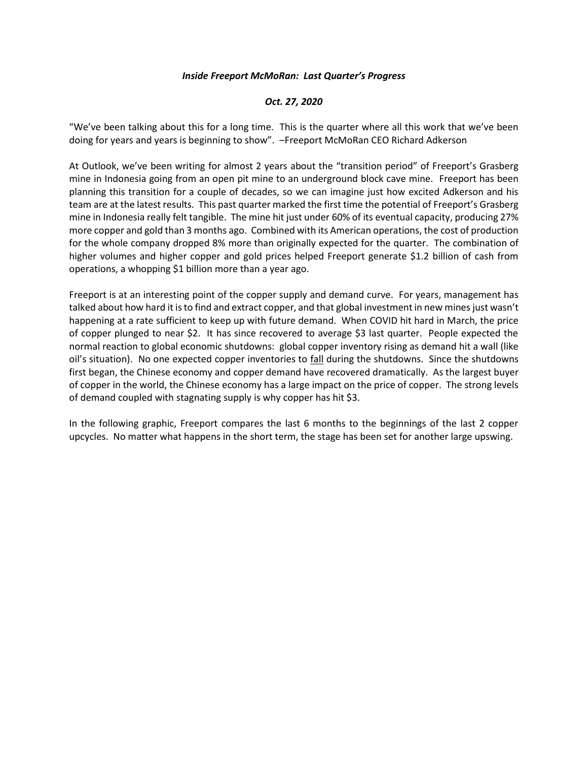***Inside Freeport McMoRan: Last Quarter's Progress***

***Oct. 27, 2020***

"We've been talking about this for a long time. This is the quarter where all this work that we've been doing for years and years is beginning to show". –Freeport McMoRan CEO Richard Adkerson

At Outlook, we've been writing for almost 2 years about the "transition period" of Freeport's Grasberg mine in Indonesia going from an open pit mine to an underground block cave mine. Freeport has been planning this transition for a couple of decades, so we can imagine just how excited Adkerson and his team are at the latest results. This past quarter marked the first time the potential of Freeport's Grasberg mine in Indonesia really felt tangible. The mine hit just under 60% of its eventual capacity, producing 27% more copper and gold than 3 months ago. Combined with its American operations, the cost of production for the whole company dropped 8% more than originally expected for the quarter. The combination of higher volumes and higher copper and gold prices helped Freeport generate $1.2 billion of cash from operations, a whopping $1 billion more than a year ago.

Freeport is at an interesting point of the copper supply and demand curve. For years, management has talked about how hard it is to find and extract copper, and that global investment in new mines just wasn't happening at a rate sufficient to keep up with future demand. When COVID hit hard in March, the price of copper plunged to near $2. It has since recovered to average $3 last quarter. People expected the normal reaction to global economic shutdowns: global copper inventory rising as demand hit a wall (like oil's situation). No one expected copper inventories to <u>fall</u> during the shutdowns. Since the shutdowns first began, the Chinese economy and copper demand have recovered dramatically. As the largest buyer of copper in the world, the Chinese economy has a large impact on the price of copper. The strong levels of demand coupled with stagnating supply is why copper has hit $3.

In the following graphic, Freeport compares the last 6 months to the beginnings of the last 2 copper upcycles. No matter what happens in the short term, the stage has been set for another large upswing.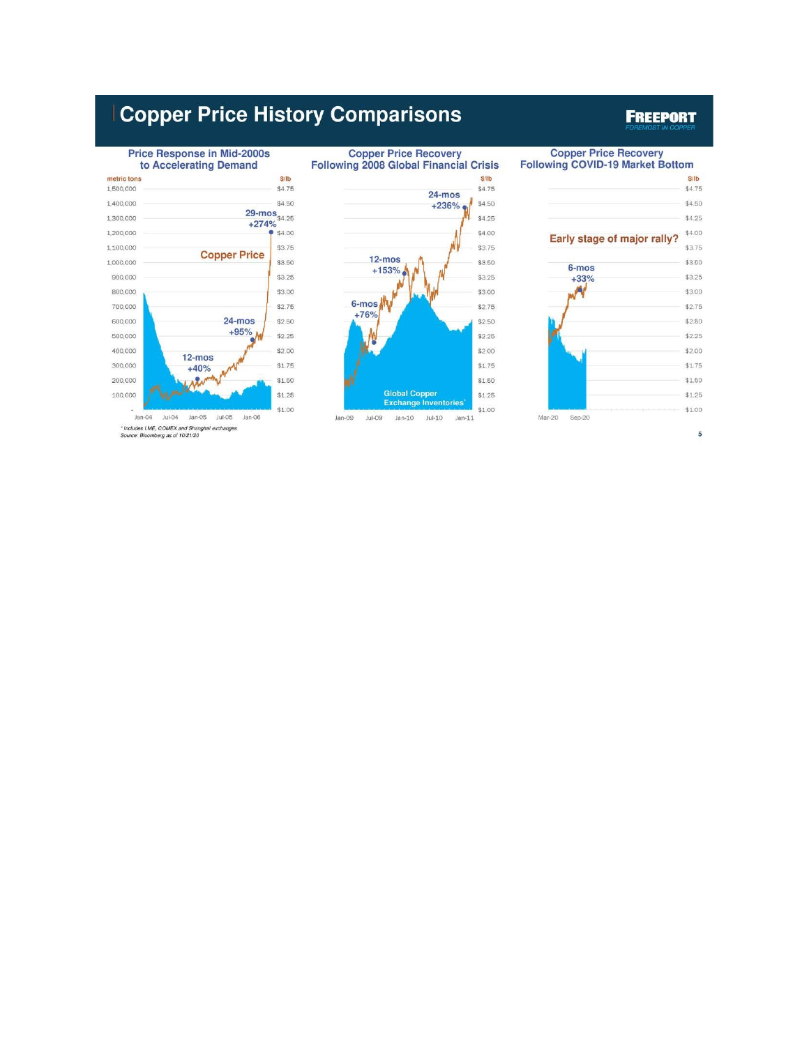# Copper Price History Comparisons

FREEPORT
FOREMOST IN COPPER

## Price Response in Mid-2000s to Accelerating Demand

metric tons
$/lb

1,500,000 $4.75
1,400,000 $4.50
1,300,000 $4.25
1,200,000 $4.00
1,100,000 $3.75
1,000,000 $3.50
900,000 $3.25
800,000 $3.00
700,000 $2.75
600,000 $2.50
500,000 $2.25
400,000 $2.00
300,000 $1.75
200,000 $1.50
100,000 $1.25
- $1.00

Copper Price

29-mos
+274%

24-mos
+95%

12-mos
+40%

Jan-04 Jul-04 Jan-05 Jul-05 Jan-06

## Copper Price Recovery Following 2008 Global Financial Crisis

$/lb

$4.75
$4.50
$4.25
$4.00
$3.75
$3.50
$3.25
$3.00
$2.75
$2.50
$2.25
$2.00
$1.75
$1.50
$1.25
$1.00

24-mos
+236%

12-mos
+153%

6-mos
+76%

Global Copper Exchange Inventories*

Jan-09 Jul-09 Jan-10 Jul-10 Jan-11

## Copper Price Recovery Following COVID-19 Market Bottom

$/lb

$4.75
$4.50
$4.25
$4.00
$3.75
$3.50
$3.25
$3.00
$2.75
$2.50
$2.25
$2.00
$1.75
$1.50
$1.25
$1.00

Early stage of major rally?

6-mos
+33%

Mar-20 Sep-20

\* Includes LME, COMEX and Shanghai exchanges
Source: Bloomberg as of 10/21/20